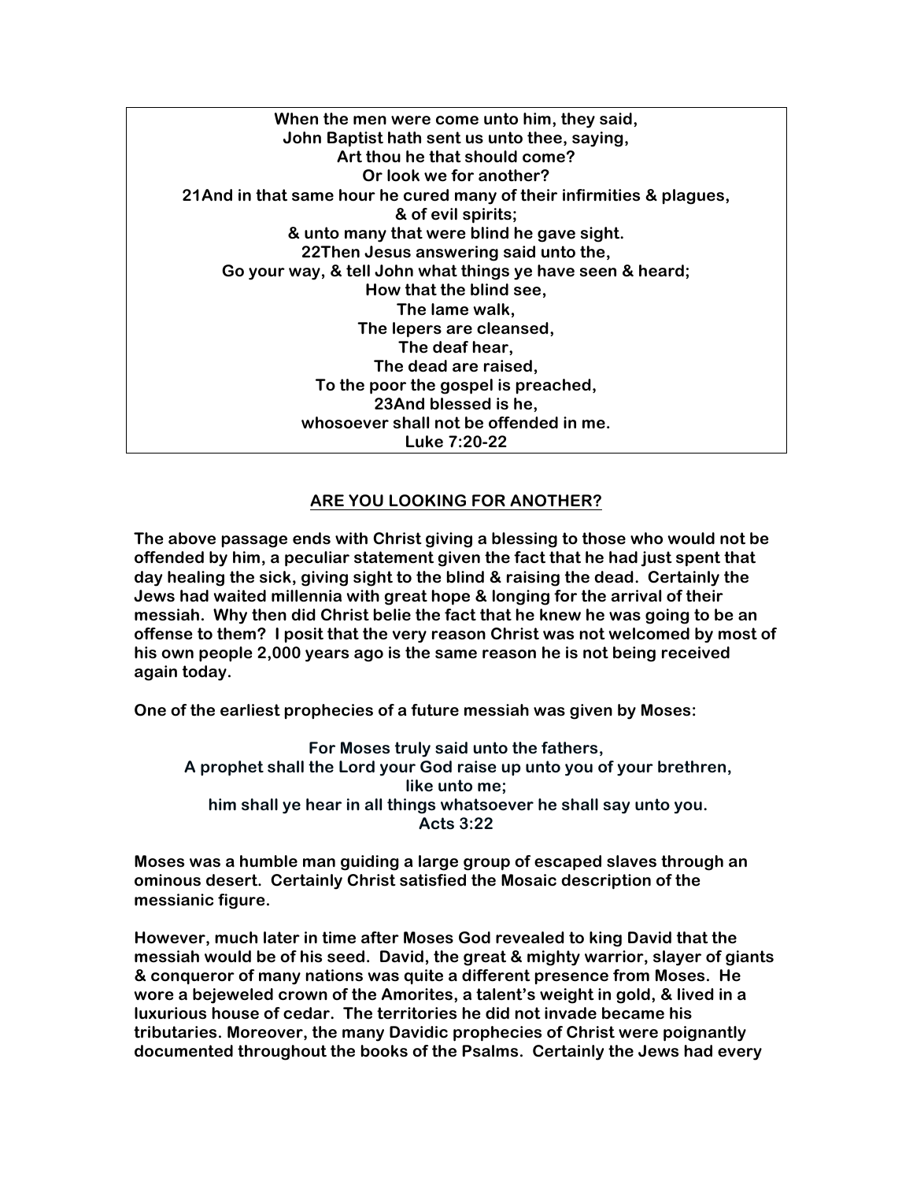**When the men were come unto him, they said,**
**John Baptist hath sent us unto thee, saying,**
**Art thou he that should come?**
**Or look we for another?**
**21And in that same hour he cured many of their infirmities & plagues,**
**& of evil spirits;**
**& unto many that were blind he gave sight.**
**22Then Jesus answering said unto the,**
**Go your way, & tell John what things ye have seen & heard;**
**How that the blind see,**
**The lame walk,**
**The lepers are cleansed,**
**The deaf hear,**
**The dead are raised,**
**To the poor the gospel is preached,**
**23And blessed is he,**
**whosoever shall not be offended in me.**
**Luke 7:20-22**

## ARE YOU LOOKING FOR ANOTHER?

**The above passage ends with Christ giving a blessing to those who would not be offended by him, a peculiar statement given the fact that he had just spent that day healing the sick, giving sight to the blind & raising the dead. Certainly the Jews had waited millennia with great hope & longing for the arrival of their messiah. Why then did Christ belie the fact that he knew he was going to be an offense to them? I posit that the very reason Christ was not welcomed by most of his own people 2,000 years ago is the same reason he is not being received again today.**

**One of the earliest prophecies of a future messiah was given by Moses:**

**For Moses truly said unto the fathers,**
**A prophet shall the Lord your God raise up unto you of your brethren,**
**like unto me;**
**him shall ye hear in all things whatsoever he shall say unto you.**
**Acts 3:22**

**Moses was a humble man guiding a large group of escaped slaves through an ominous desert. Certainly Christ satisfied the Mosaic description of the messianic figure.**

**However, much later in time after Moses God revealed to king David that the messiah would be of his seed. David, the great & mighty warrior, slayer of giants & conqueror of many nations was quite a different presence from Moses. He wore a bejeweled crown of the Amorites, a talent's weight in gold, & lived in a luxurious house of cedar. The territories he did not invade became his tributaries. Moreover, the many Davidic prophecies of Christ were poignantly documented throughout the books of the Psalms. Certainly the Jews had every**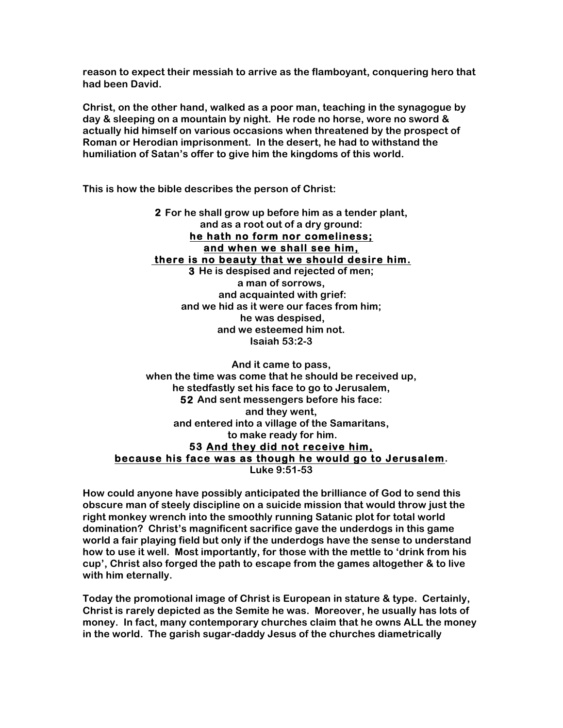**reason to expect their messiah to arrive as the flamboyant, conquering hero that had been David.**

**Christ, on the other hand, walked as a poor man, teaching in the synagogue by day & sleeping on a mountain by night. He rode no horse, wore no sword & actually hid himself on various occasions when threatened by the prospect of Roman or Herodian imprisonment. In the desert, he had to withstand the humiliation of Satan's offer to give him the kingdoms of this world.**

**This is how the bible describes the person of Christ:**

> **2 For he shall grow up before him as a tender plant,**
> **and as a root out of a dry ground:**
> **<u>he hath no form nor comeliness;</u>**
> **<u>and when we shall see him,</u>**
> **<u>there is no beauty that we should desire him.</u>**
> **3 He is despised and rejected of men;**
> **a man of sorrows,**
> **and acquainted with grief:**
> **and we hid as it were our faces from him;**
> **he was despised,**
> **and we esteemed him not.**
> **Isaiah 53:2-3**

> **And it came to pass,**
> **when the time was come that he should be received up,**
> **he stedfastly set his face to go to Jerusalem,**
> **52 And sent messengers before his face:**
> **and they went,**
> **and entered into a village of the Samaritans,**
> **to make ready for him.**
> **53 <u>And they did not receive him,</u>**
> **<u>because his face was as though he would go to Jerusalem</u>.**
> **Luke 9:51-53**

**How could anyone have possibly anticipated the brilliance of God to send this obscure man of steely discipline on a suicide mission that would throw just the right monkey wrench into the smoothly running Satanic plot for total world domination? Christ's magnificent sacrifice gave the underdogs in this game world a fair playing field but only if the underdogs have the sense to understand how to use it well. Most importantly, for those with the mettle to 'drink from his cup', Christ also forged the path to escape from the games altogether & to live with him eternally.**

**Today the promotional image of Christ is European in stature & type. Certainly, Christ is rarely depicted as the Semite he was. Moreover, he usually has lots of money. In fact, many contemporary churches claim that he owns ALL the money in the world. The garish sugar-daddy Jesus of the churches diametrically**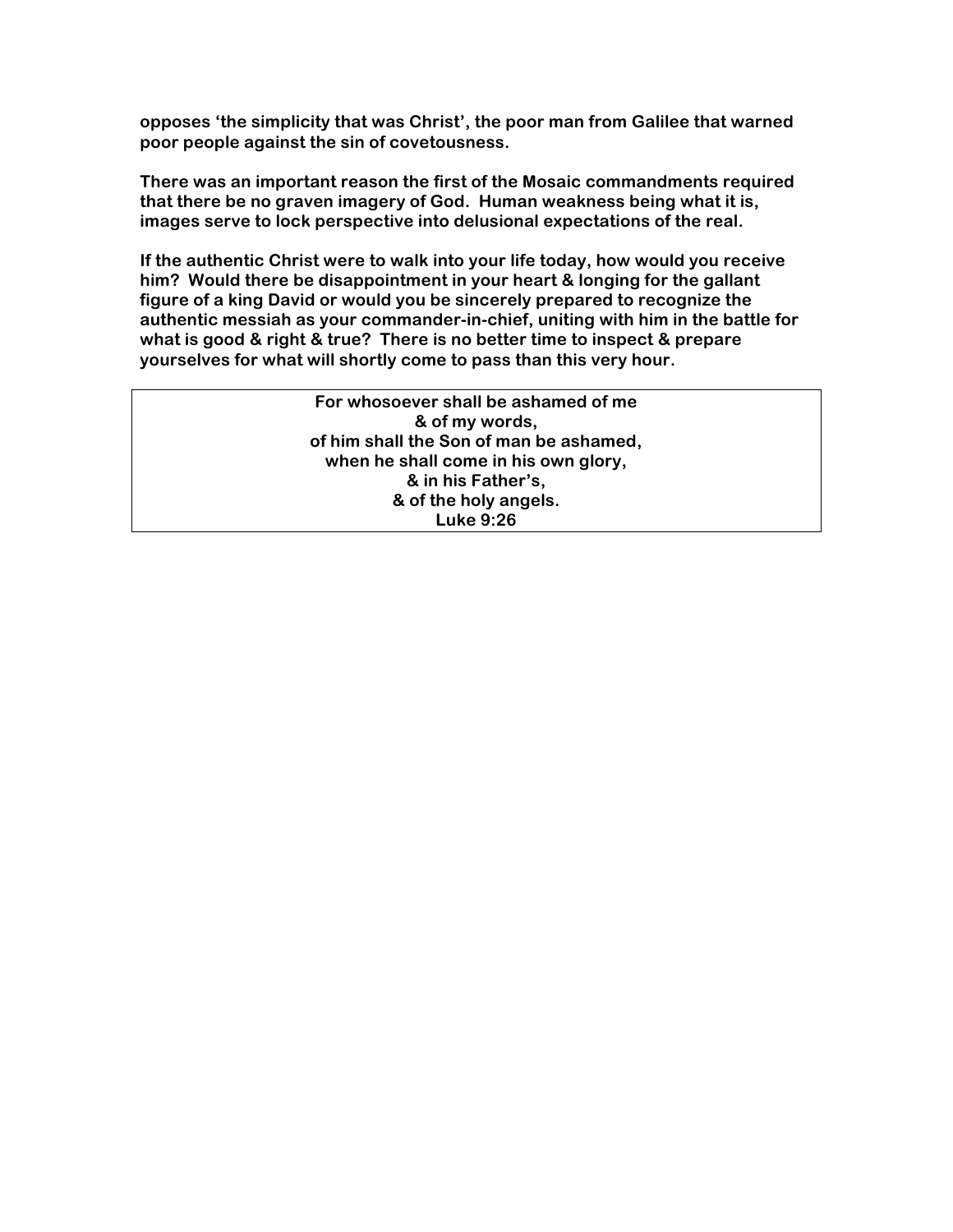**opposes 'the simplicity that was Christ', the poor man from Galilee that warned poor people against the sin of covetousness.**

**There was an important reason the first of the Mosaic commandments required that there be no graven imagery of God. Human weakness being what it is, images serve to lock perspective into delusional expectations of the real.**

**If the authentic Christ were to walk into your life today, how would you receive him? Would there be disappointment in your heart & longing for the gallant figure of a king David or would you be sincerely prepared to recognize the authentic messiah as your commander-in-chief, uniting with him in the battle for what is good & right & true? There is no better time to inspect & prepare yourselves for what will shortly come to pass than this very hour.**

| |
|---|
| **For whosoever shall be ashamed of me<br>& of my words,<br>of him shall the Son of man be ashamed,<br>when he shall come in his own glory,<br>& in his Father's,<br>& of the holy angels.<br>Luke 9:26** |